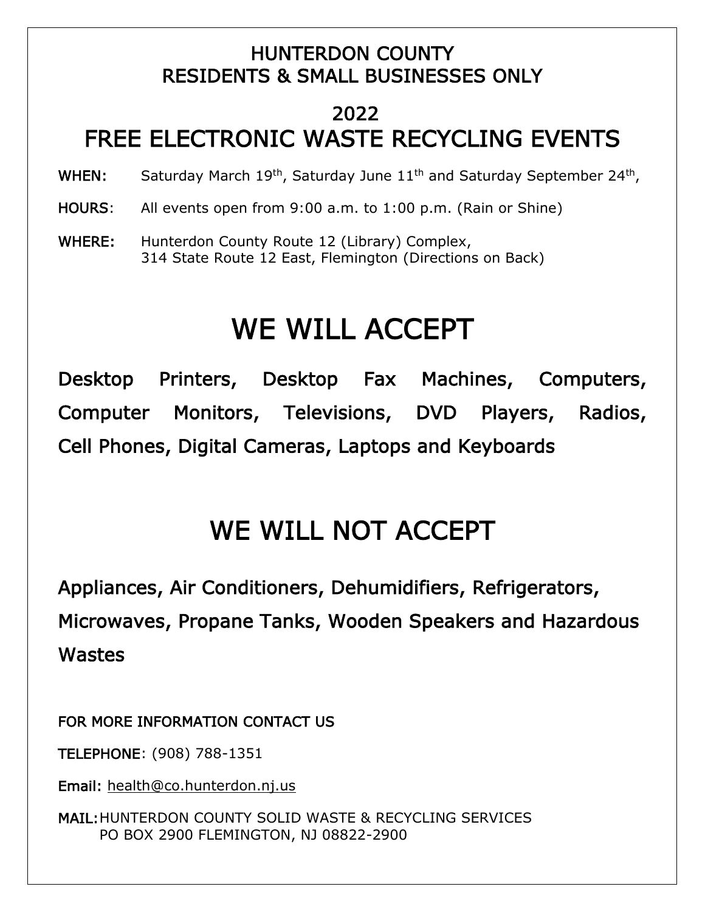## HUNTERDON COUNTY
## RESIDENTS & SMALL BUSINESSES ONLY

# 2022
# FREE ELECTRONIC WASTE RECYCLING EVENTS

**WHEN:** Saturday March 19th, Saturday June 11th and Saturday September 24th,

**HOURS**: All events open from 9:00 a.m. to 1:00 p.m. (Rain or Shine)

**WHERE:** Hunterdon County Route 12 (Library) Complex, 
314 State Route 12 East, Flemington (Directions on Back)

# WE WILL ACCEPT

Desktop Printers, Desktop Fax Machines, Computers, Computer Monitors, Televisions, DVD Players, Radios, Cell Phones, Digital Cameras, Laptops and Keyboards

# WE WILL NOT ACCEPT

Appliances, Air Conditioners, Dehumidifiers, Refrigerators, Microwaves, Propane Tanks, Wooden Speakers and Hazardous Wastes

FOR MORE INFORMATION CONTACT US

**TELEPHONE**: (908) 788-1351

**Email:** health@co.hunterdon.nj.us

**MAIL:** HUNTERDON COUNTY SOLID WASTE & RECYCLING SERVICES 
PO BOX 2900 FLEMINGTON, NJ 08822-2900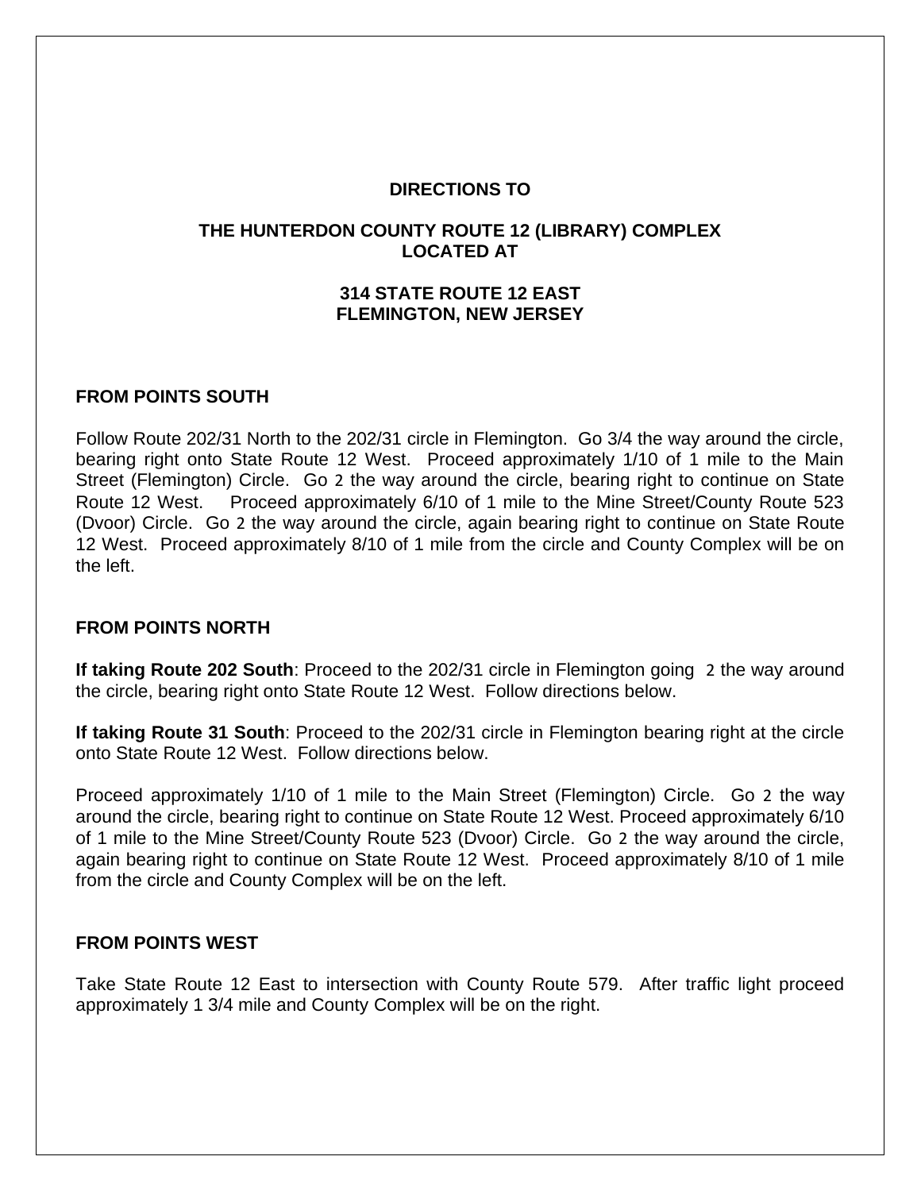**DIRECTIONS TO**

**THE HUNTERDON COUNTY ROUTE 12 (LIBRARY) COMPLEX LOCATED AT**

**314 STATE ROUTE 12 EAST FLEMINGTON, NEW JERSEY**

**FROM POINTS SOUTH**

Follow Route 202/31 North to the 202/31 circle in Flemington. Go 3/4 the way around the circle, bearing right onto State Route 12 West. Proceed approximately 1/10 of 1 mile to the Main Street (Flemington) Circle. Go 2 the way around the circle, bearing right to continue on State Route 12 West. Proceed approximately 6/10 of 1 mile to the Mine Street/County Route 523 (Dvoor) Circle. Go 2 the way around the circle, again bearing right to continue on State Route 12 West. Proceed approximately 8/10 of 1 mile from the circle and County Complex will be on the left.

**FROM POINTS NORTH**

**If taking Route 202 South**: Proceed to the 202/31 circle in Flemington going 2 the way around the circle, bearing right onto State Route 12 West. Follow directions below.

**If taking Route 31 South**: Proceed to the 202/31 circle in Flemington bearing right at the circle onto State Route 12 West. Follow directions below.

Proceed approximately 1/10 of 1 mile to the Main Street (Flemington) Circle. Go 2 the way around the circle, bearing right to continue on State Route 12 West. Proceed approximately 6/10 of 1 mile to the Mine Street/County Route 523 (Dvoor) Circle. Go 2 the way around the circle, again bearing right to continue on State Route 12 West. Proceed approximately 8/10 of 1 mile from the circle and County Complex will be on the left.

**FROM POINTS WEST**

Take State Route 12 East to intersection with County Route 579. After traffic light proceed approximately 1 3/4 mile and County Complex will be on the right.